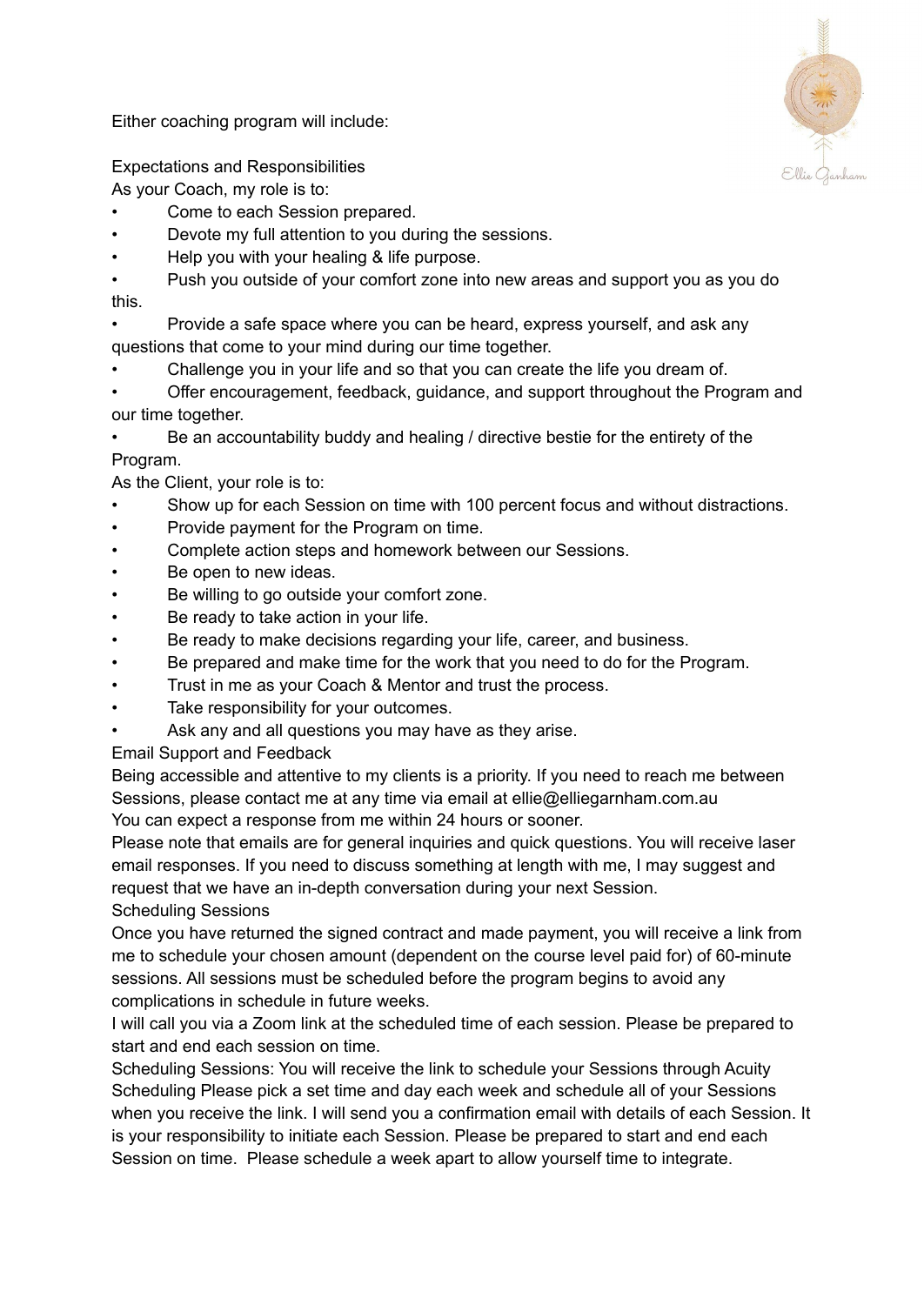Either coaching program will include:

## Expectations and Responsibilities

As your Coach, my role is to:

- Come to each Session prepared.
- Devote my full attention to you during the sessions.
- Help you with your healing & life purpose.
- Push you outside of your comfort zone into new areas and support you as you do this.
- Provide a safe space where you can be heard, express yourself, and ask any questions that come to your mind during our time together.
- Challenge you in your life and so that you can create the life you dream of.
- Offer encouragement, feedback, guidance, and support throughout the Program and our time together.
- Be an accountability buddy and healing / directive bestie for the entirety of the Program.

As the Client, your role is to:

- Show up for each Session on time with 100 percent focus and without distractions.
- Provide payment for the Program on time.
- Complete action steps and homework between our Sessions.
- Be open to new ideas.
- Be willing to go outside your comfort zone.
- Be ready to take action in your life.
- Be ready to make decisions regarding your life, career, and business.
- Be prepared and make time for the work that you need to do for the Program.
- Trust in me as your Coach & Mentor and trust the process.
- Take responsibility for your outcomes.
- Ask any and all questions you may have as they arise.

## Email Support and Feedback

Being accessible and attentive to my clients is a priority. If you need to reach me between Sessions, please contact me at any time via email at ellie@elliegarnham.com.au

You can expect a response from me within 24 hours or sooner.

Please note that emails are for general inquiries and quick questions. You will receive laser email responses. If you need to discuss something at length with me, I may suggest and request that we have an in-depth conversation during your next Session.

## Scheduling Sessions

Once you have returned the signed contract and made payment, you will receive a link from me to schedule your chosen amount (dependent on the course level paid for) of 60-minute sessions. All sessions must be scheduled before the program begins to avoid any complications in schedule in future weeks.

I will call you via a Zoom link at the scheduled time of each session. Please be prepared to start and end each session on time.

Scheduling Sessions: You will receive the link to schedule your Sessions through Acuity Scheduling Please pick a set time and day each week and schedule all of your Sessions when you receive the link. I will send you a confirmation email with details of each Session. It is your responsibility to initiate each Session. Please be prepared to start and end each Session on time. Please schedule a week apart to allow yourself time to integrate.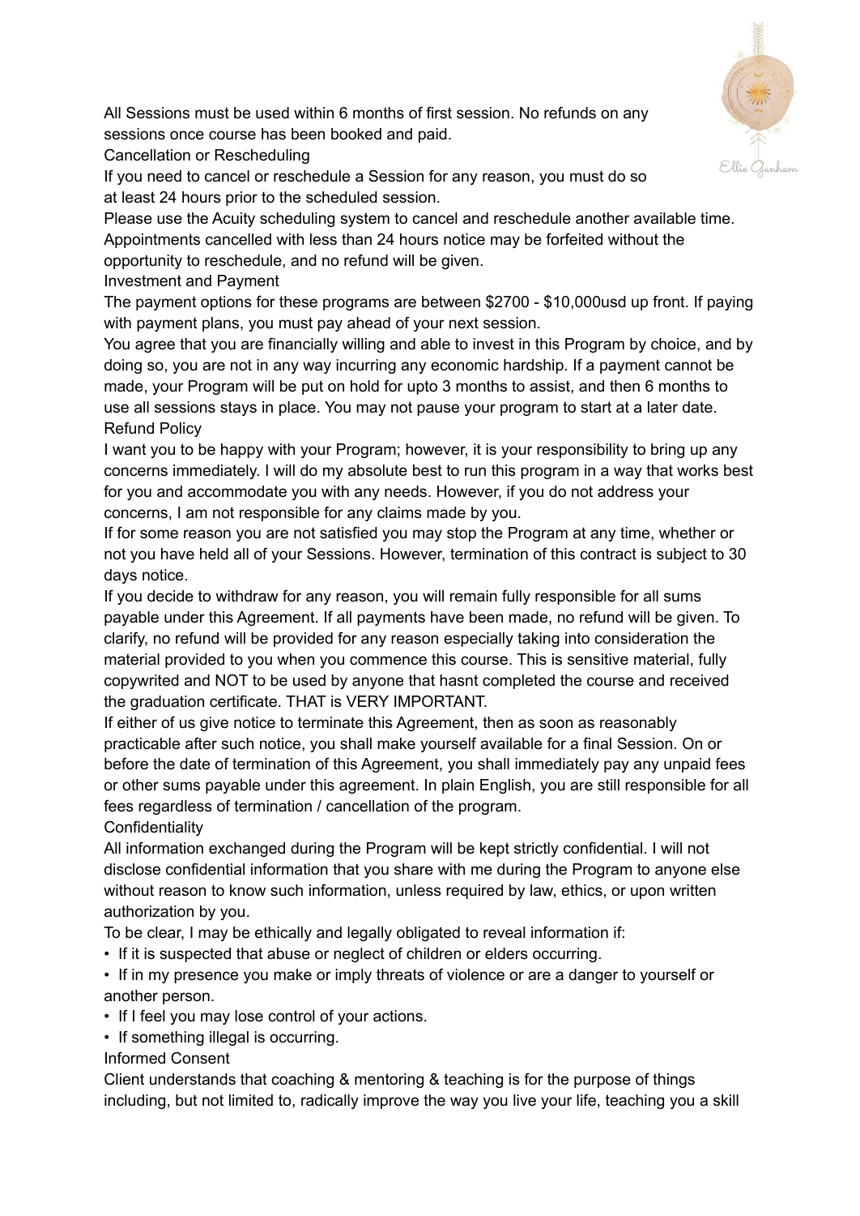All Sessions must be used within 6 months of first session. No refunds on any sessions once course has been booked and paid.

## Cancellation or Rescheduling

If you need to cancel or reschedule a Session for any reason, you must do so at least 24 hours prior to the scheduled session.

Please use the Acuity scheduling system to cancel and reschedule another available time. Appointments cancelled with less than 24 hours notice may be forfeited without the opportunity to reschedule, and no refund will be given.

## Investment and Payment

The payment options for these programs are between $2700 - $10,000usd up front. If paying with payment plans, you must pay ahead of your next session.

You agree that you are financially willing and able to invest in this Program by choice, and by doing so, you are not in any way incurring any economic hardship. If a payment cannot be made, your Program will be put on hold for upto 3 months to assist, and then 6 months to use all sessions stays in place. You may not pause your program to start at a later date.

## Refund Policy

I want you to be happy with your Program; however, it is your responsibility to bring up any concerns immediately. I will do my absolute best to run this program in a way that works best for you and accommodate you with any needs. However, if you do not address your concerns, I am not responsible for any claims made by you.

If for some reason you are not satisfied you may stop the Program at any time, whether or not you have held all of your Sessions. However, termination of this contract is subject to 30 days notice.

If you decide to withdraw for any reason, you will remain fully responsible for all sums payable under this Agreement. If all payments have been made, no refund will be given. To clarify, no refund will be provided for any reason especially taking into consideration the material provided to you when you commence this course. This is sensitive material, fully copywrited and NOT to be used by anyone that hasnt completed the course and received the graduation certificate. THAT is VERY IMPORTANT.

If either of us give notice to terminate this Agreement, then as soon as reasonably practicable after such notice, you shall make yourself available for a final Session. On or before the date of termination of this Agreement, you shall immediately pay any unpaid fees or other sums payable under this agreement. In plain English, you are still responsible for all fees regardless of termination / cancellation of the program.

## Confidentiality

All information exchanged during the Program will be kept strictly confidential. I will not disclose confidential information that you share with me during the Program to anyone else without reason to know such information, unless required by law, ethics, or upon written authorization by you.

To be clear, I may be ethically and legally obligated to reveal information if:

- If it is suspected that abuse or neglect of children or elders occurring.
- If in my presence you make or imply threats of violence or are a danger to yourself or another person.
- If I feel you may lose control of your actions.
- If something illegal is occurring.

## Informed Consent

Client understands that coaching & mentoring & teaching is for the purpose of things including, but not limited to, radically improve the way you live your life, teaching you a skill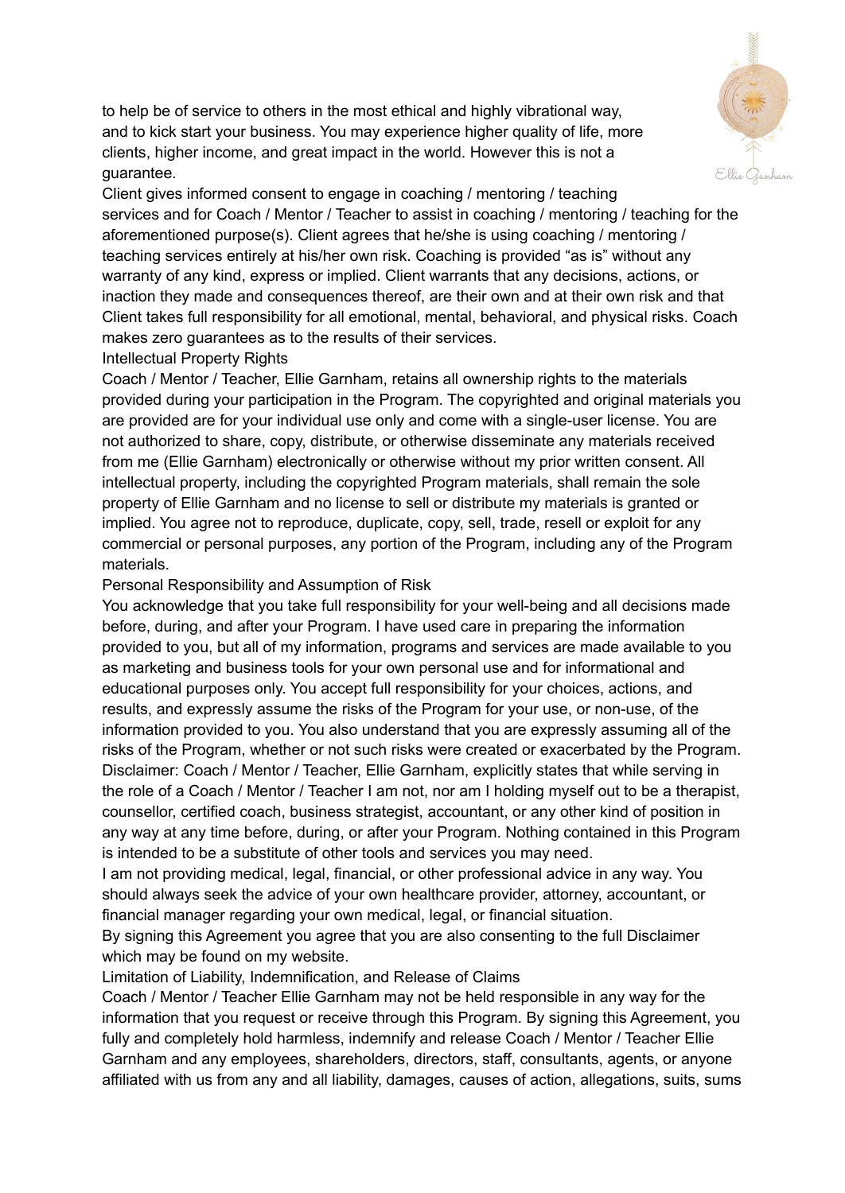to help be of service to others in the most ethical and highly vibrational way, and to kick start your business. You may experience higher quality of life, more clients, higher income, and great impact in the world. However this is not a guarantee.

Client gives informed consent to engage in coaching / mentoring / teaching services and for Coach / Mentor / Teacher to assist in coaching / mentoring / teaching for the aforementioned purpose(s). Client agrees that he/she is using coaching / mentoring / teaching services entirely at his/her own risk. Coaching is provided "as is" without any warranty of any kind, express or implied. Client warrants that any decisions, actions, or inaction they made and consequences thereof, are their own and at their own risk and that Client takes full responsibility for all emotional, mental, behavioral, and physical risks. Coach makes zero guarantees as to the results of their services.

## Intellectual Property Rights

Coach / Mentor / Teacher, Ellie Garnham, retains all ownership rights to the materials provided during your participation in the Program. The copyrighted and original materials you are provided are for your individual use only and come with a single-user license. You are not authorized to share, copy, distribute, or otherwise disseminate any materials received from me (Ellie Garnham) electronically or otherwise without my prior written consent. All intellectual property, including the copyrighted Program materials, shall remain the sole property of Ellie Garnham and no license to sell or distribute my materials is granted or implied. You agree not to reproduce, duplicate, copy, sell, trade, resell or exploit for any commercial or personal purposes, any portion of the Program, including any of the Program materials.

## Personal Responsibility and Assumption of Risk

You acknowledge that you take full responsibility for your well-being and all decisions made before, during, and after your Program. I have used care in preparing the information provided to you, but all of my information, programs and services are made available to you as marketing and business tools for your own personal use and for informational and educational purposes only. You accept full responsibility for your choices, actions, and results, and expressly assume the risks of the Program for your use, or non-use, of the information provided to you. You also understand that you are expressly assuming all of the risks of the Program, whether or not such risks were created or exacerbated by the Program.

Disclaimer: Coach / Mentor / Teacher, Ellie Garnham, explicitly states that while serving in the role of a Coach / Mentor / Teacher I am not, nor am I holding myself out to be a therapist, counsellor, certified coach, business strategist, accountant, or any other kind of position in any way at any time before, during, or after your Program. Nothing contained in this Program is intended to be a substitute of other tools and services you may need.

I am not providing medical, legal, financial, or other professional advice in any way. You should always seek the advice of your own healthcare provider, attorney, accountant, or financial manager regarding your own medical, legal, or financial situation.

By signing this Agreement you agree that you are also consenting to the full Disclaimer which may be found on my website.

## Limitation of Liability, Indemnification, and Release of Claims

Coach / Mentor / Teacher Ellie Garnham may not be held responsible in any way for the information that you request or receive through this Program. By signing this Agreement, you fully and completely hold harmless, indemnify and release Coach / Mentor / Teacher Ellie Garnham and any employees, shareholders, directors, staff, consultants, agents, or anyone affiliated with us from any and all liability, damages, causes of action, allegations, suits, sums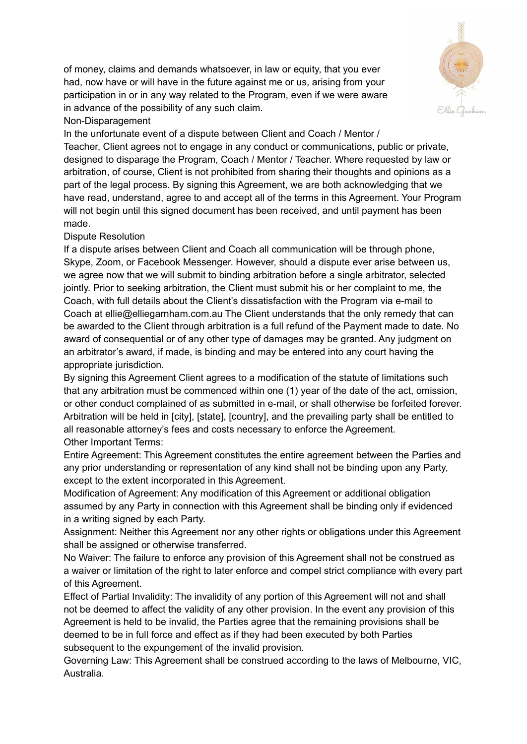of money, claims and demands whatsoever, in law or equity, that you ever had, now have or will have in the future against me or us, arising from your participation in or in any way related to the Program, even if we were aware in advance of the possibility of any such claim.

## Non-Disparagement

In the unfortunate event of a dispute between Client and Coach / Mentor / Teacher, Client agrees not to engage in any conduct or communications, public or private, designed to disparage the Program, Coach / Mentor / Teacher. Where requested by law or arbitration, of course, Client is not prohibited from sharing their thoughts and opinions as a part of the legal process. By signing this Agreement, we are both acknowledging that we have read, understand, agree to and accept all of the terms in this Agreement. Your Program will not begin until this signed document has been received, and until payment has been made.

## Dispute Resolution

If a dispute arises between Client and Coach all communication will be through phone, Skype, Zoom, or Facebook Messenger. However, should a dispute ever arise between us, we agree now that we will submit to binding arbitration before a single arbitrator, selected jointly. Prior to seeking arbitration, the Client must submit his or her complaint to me, the Coach, with full details about the Client's dissatisfaction with the Program via e-mail to Coach at ellie@elliegarnham.com.au The Client understands that the only remedy that can be awarded to the Client through arbitration is a full refund of the Payment made to date. No award of consequential or of any other type of damages may be granted. Any judgment on an arbitrator's award, if made, is binding and may be entered into any court having the appropriate jurisdiction.

By signing this Agreement Client agrees to a modification of the statute of limitations such that any arbitration must be commenced within one (1) year of the date of the act, omission, or other conduct complained of as submitted in e-mail, or shall otherwise be forfeited forever. Arbitration will be held in [city], [state], [country], and the prevailing party shall be entitled to all reasonable attorney's fees and costs necessary to enforce the Agreement.

## Other Important Terms:

Entire Agreement: This Agreement constitutes the entire agreement between the Parties and any prior understanding or representation of any kind shall not be binding upon any Party, except to the extent incorporated in this Agreement.

Modification of Agreement: Any modification of this Agreement or additional obligation assumed by any Party in connection with this Agreement shall be binding only if evidenced in a writing signed by each Party.

Assignment: Neither this Agreement nor any other rights or obligations under this Agreement shall be assigned or otherwise transferred.

No Waiver: The failure to enforce any provision of this Agreement shall not be construed as a waiver or limitation of the right to later enforce and compel strict compliance with every part of this Agreement.

Effect of Partial Invalidity: The invalidity of any portion of this Agreement will not and shall not be deemed to affect the validity of any other provision. In the event any provision of this Agreement is held to be invalid, the Parties agree that the remaining provisions shall be deemed to be in full force and effect as if they had been executed by both Parties subsequent to the expungement of the invalid provision.

Governing Law: This Agreement shall be construed according to the laws of Melbourne, VIC, Australia.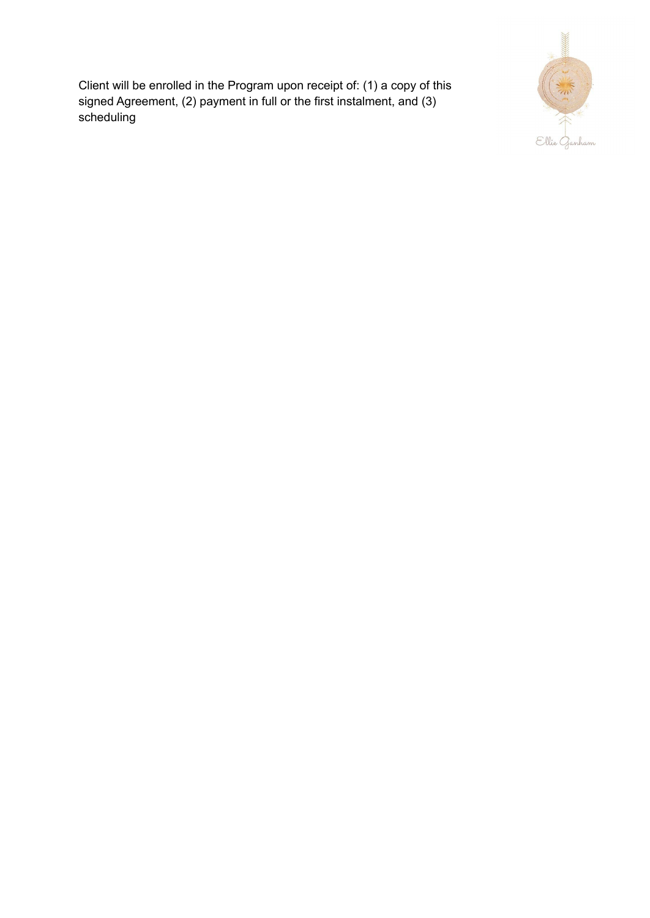Client will be enrolled in the Program upon receipt of: (1) a copy of this signed Agreement, (2) payment in full or the first instalment, and (3) scheduling